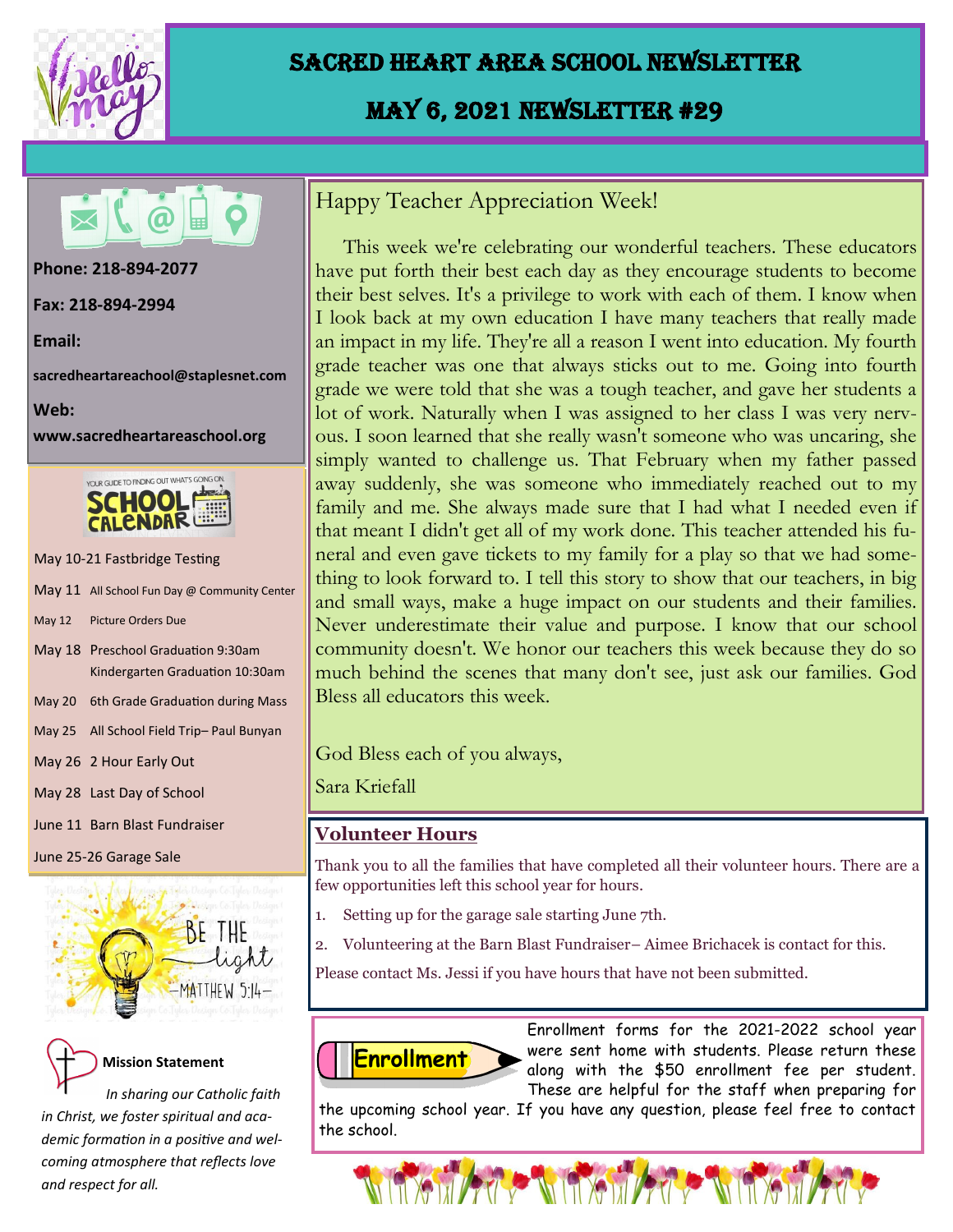# Sacred Heart Area School Newsletter

## May 6, 2021 Newsletter #29

**Phone: 218-894-2077**

**Fax: 218-894-2994**

**Email:**

**sacredheartareachool@staplesnet.com**

**Web:**

**www.sacredheartareaschool.org**

### School Calendar

- May 10-21 Fastbridge Testing
- May 11 All School Fun Day @ Community Center
- May 12 Picture Orders Due
- May 18 Preschool Graduation 9:30am, Kindergarten Graduation 10:30am
- May 20 6th Grade Graduation during Mass
- May 25 All School Field Trip– Paul Bunyan
- May 26 2 Hour Early Out
- May 28 Last Day of School
- June 11 Barn Blast Fundraiser
- June 25-26 Garage Sale

BE THE light —MATTHEW 5:14—

**Mission Statement**

*In sharing our Catholic faith in Christ, we foster spiritual and academic formation in a positive and welcoming atmosphere that reflects love and respect for all.*

## Happy Teacher Appreciation Week!

This week we're celebrating our wonderful teachers. These educators have put forth their best each day as they encourage students to become their best selves. It's a privilege to work with each of them. I know when I look back at my own education I have many teachers that really made an impact in my life. They're all a reason I went into education. My fourth grade teacher was one that always sticks out to me. Going into fourth grade we were told that she was a tough teacher, and gave her students a lot of work. Naturally when I was assigned to her class I was very nervous. I soon learned that she really wasn't someone who was uncaring, she simply wanted to challenge us. That February when my father passed away suddenly, she was someone who immediately reached out to my family and me. She always made sure that I had what I needed even if that meant I didn't get all of my work done. This teacher attended his funeral and even gave tickets to my family for a play so that we had something to look forward to. I tell this story to show that our teachers, in big and small ways, make a huge impact on our students and their families. Never underestimate their value and purpose. I know that our school community doesn't. We honor our teachers this week because they do so much behind the scenes that many don't see, just ask our families. God Bless all educators this week.

God Bless each of you always,

Sara Kriefall

## Volunteer Hours

Thank you to all the families that have completed all their volunteer hours. There are a few opportunities left this school year for hours.

1. Setting up for the garage sale starting June 7th.
2. Volunteering at the Barn Blast Fundraiser– Aimee Brichacek is contact for this.

Please contact Ms. Jessi if you have hours that have not been submitted.

## Enrollment

Enrollment forms for the 2021-2022 school year were sent home with students. Please return these along with the $50 enrollment fee per student. These are helpful for the staff when preparing for the upcoming school year. If you have any question, please feel free to contact the school.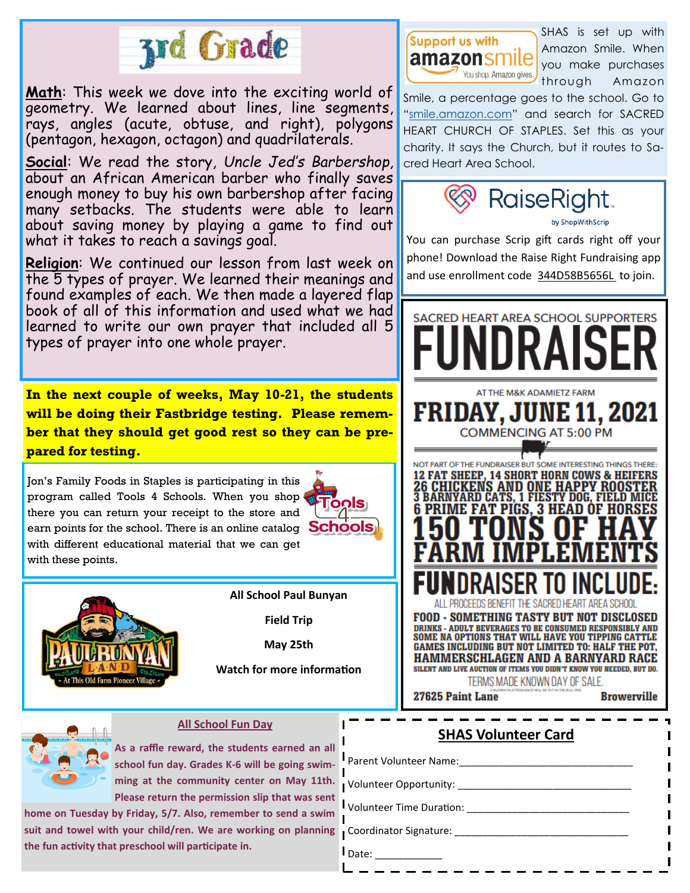# 3rd Grade

**Math**: This week we dove into the exciting world of geometry. We learned about lines, line segments, rays, angles (acute, obtuse, and right), polygons (pentagon, hexagon, octagon) and quadrilaterals.

**Social**: We read the story, *Uncle Jed's Barbershop*, about an African American barber who finally saves enough money to buy his own barbershop after facing many setbacks. The students were able to learn about saving money by playing a game to find out what it takes to reach a savings goal.

**Religion**: We continued our lesson from last week on the 5 types of prayer. We learned their meanings and found examples of each. We then made a layered flap book of all of this information and used what we had learned to write our own prayer that included all 5 types of prayer into one whole prayer.

**In the next couple of weeks, May 10-21, the students will be doing their Fastbridge testing. Please remember that they should get good rest so they can be prepared for testing.**

Jon's Family Foods in Staples is participating in this program called Tools 4 Schools. When you shop there you can return your receipt to the store and earn points for the school. There is an online catalog with different educational material that we can get with these points.

**All School Paul Bunyan Field Trip**

**May 25th**

**Watch for more information**

## All School Fun Day

**As a raffle reward, the students earned an all school fun day. Grades K-6 will be going swimming at the community center on May 11th. Please return the permission slip that was sent home on Tuesday by Friday, 5/7. Also, remember to send a swim suit and towel with your child/ren. We are working on planning the fun activity that preschool will participate in.**

SHAS is set up with Amazon Smile. When you make purchases through Amazon Smile, a percentage goes to the school. Go to "smile.amazon.com" and search for SACRED HEART CHURCH OF STAPLES. Set this as your charity. It says the Church, but it routes to Sacred Heart Area School.

You can purchase Scrip gift cards right off your phone! Download the Raise Right Fundraising app and use enrollment code 344D58B5656L to join.

SACRED HEART AREA SCHOOL SUPPORTERS

# FUNDRAISER

AT THE M&K ADAMIETZ FARM

**FRIDAY, JUNE 11, 2021**

COMMENCING AT 5:00 PM

NOT PART OF THE FUNDRAISER BUT SOME INTERESTING THINGS THERE:

**12 FAT SHEEP, 14 SHORT HORN COWS & HEIFERS**
**26 CHICKENS AND ONE HAPPY ROOSTER**
**3 BARNYARD CATS, 1 FIESTY DOG, FIELD MICE**
**6 PRIME FAT PIGS, 3 HEAD OF HORSES**
**150 TONS OF HAY**
**FARM IMPLEMENTS**

**FUNDRAISER TO INCLUDE:**

ALL PROCEEDS BENEFIT THE SACRED HEART AREA SCHOOL

**FOOD - SOMETHING TASTY BUT NOT DISCLOSED**
**DRINKS - ADULT BEVERAGES TO BE CONSUMED RESPONSIBLY AND SOME NA OPTIONS THAT WILL HAVE YOU TIPPING CATTLE**
**GAMES INCLUDING BUT NOT LIMITED TO: HALF THE POT, HAMMERSCHLAGEN AND A BARNYARD RACE**
**SILENT AND LIVE AUCTION OF ITEMS YOU DIDN'T KNOW YOU NEEDED, BUT DO.**

TERMS MADE KNOWN DAY OF SALE.

**27625 Paint Lane** **Browerville**

## SHAS Volunteer Card

Parent Volunteer Name:______________________________

Volunteer Opportunity: ______________________________

Volunteer Time Duration: ____________________________

Coordinator Signature: ______________________________

Date: ____________